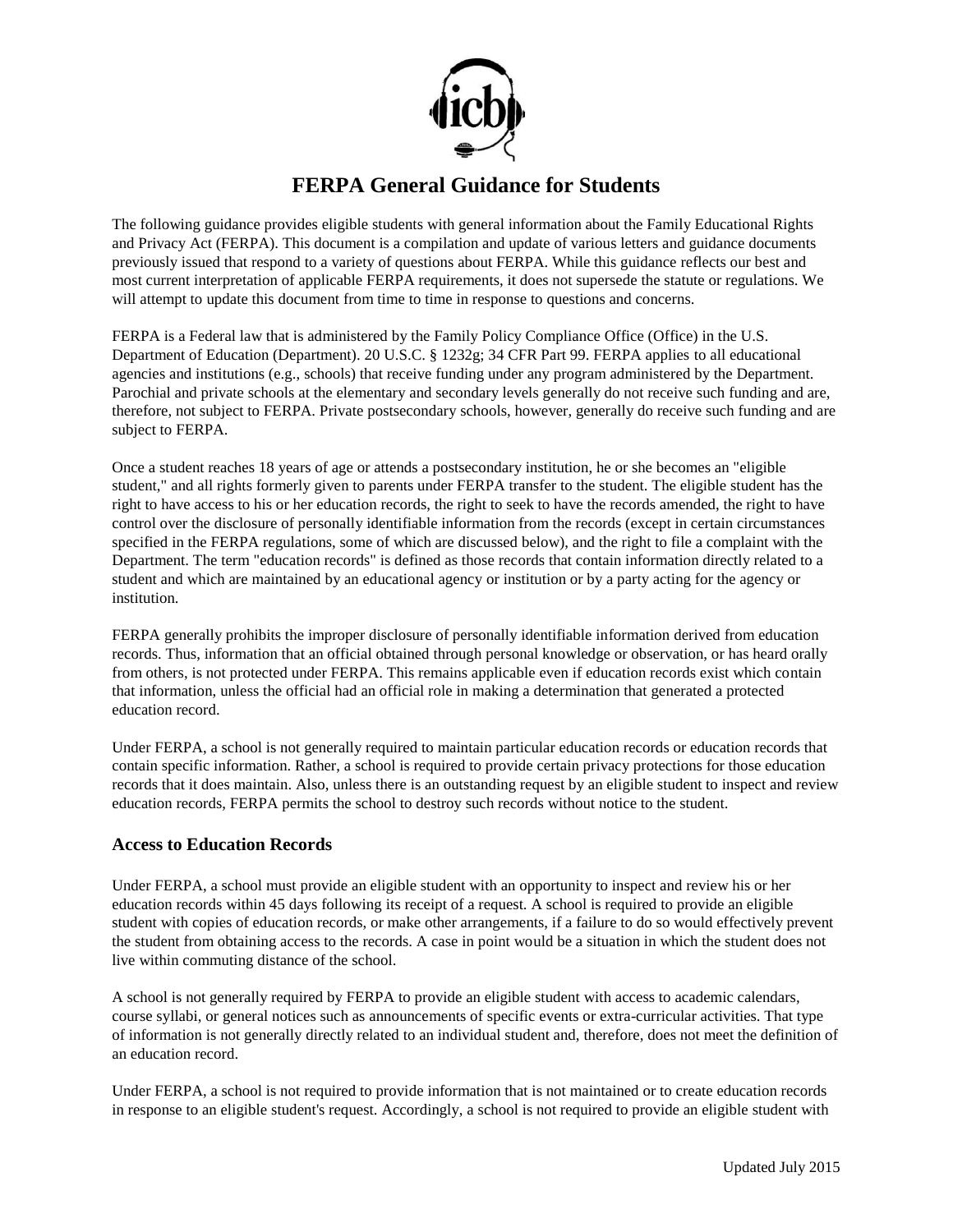# FERPA General Guidance for Students

The following guidance provides eligible students with general information about the Family Educational Rights and Privacy Act (FERPA). This document is a compilation and update of various letters and guidance documents previously issued that respond to a variety of questions about FERPA. While this guidance reflects our best and most current interpretation of applicable FERPA requirements, it does not supersede the statute or regulations. We will attempt to update this document from time to time in response to questions and concerns.

FERPA is a Federal law that is administered by the Family Policy Compliance Office (Office) in the U.S. Department of Education (Department). 20 U.S.C. § 1232g; 34 CFR Part 99. FERPA applies to all educational agencies and institutions (e.g., schools) that receive funding under any program administered by the Department. Parochial and private schools at the elementary and secondary levels generally do not receive such funding and are, therefore, not subject to FERPA. Private postsecondary schools, however, generally do receive such funding and are subject to FERPA.

Once a student reaches 18 years of age or attends a postsecondary institution, he or she becomes an "eligible student," and all rights formerly given to parents under FERPA transfer to the student. The eligible student has the right to have access to his or her education records, the right to seek to have the records amended, the right to have control over the disclosure of personally identifiable information from the records (except in certain circumstances specified in the FERPA regulations, some of which are discussed below), and the right to file a complaint with the Department. The term "education records" is defined as those records that contain information directly related to a student and which are maintained by an educational agency or institution or by a party acting for the agency or institution.

FERPA generally prohibits the improper disclosure of personally identifiable information derived from education records. Thus, information that an official obtained through personal knowledge or observation, or has heard orally from others, is not protected under FERPA. This remains applicable even if education records exist which contain that information, unless the official had an official role in making a determination that generated a protected education record.

Under FERPA, a school is not generally required to maintain particular education records or education records that contain specific information. Rather, a school is required to provide certain privacy protections for those education records that it does maintain. Also, unless there is an outstanding request by an eligible student to inspect and review education records, FERPA permits the school to destroy such records without notice to the student.

### Access to Education Records

Under FERPA, a school must provide an eligible student with an opportunity to inspect and review his or her education records within 45 days following its receipt of a request. A school is required to provide an eligible student with copies of education records, or make other arrangements, if a failure to do so would effectively prevent the student from obtaining access to the records. A case in point would be a situation in which the student does not live within commuting distance of the school.

A school is not generally required by FERPA to provide an eligible student with access to academic calendars, course syllabi, or general notices such as announcements of specific events or extra-curricular activities. That type of information is not generally directly related to an individual student and, therefore, does not meet the definition of an education record.

Under FERPA, a school is not required to provide information that is not maintained or to create education records in response to an eligible student's request. Accordingly, a school is not required to provide an eligible student with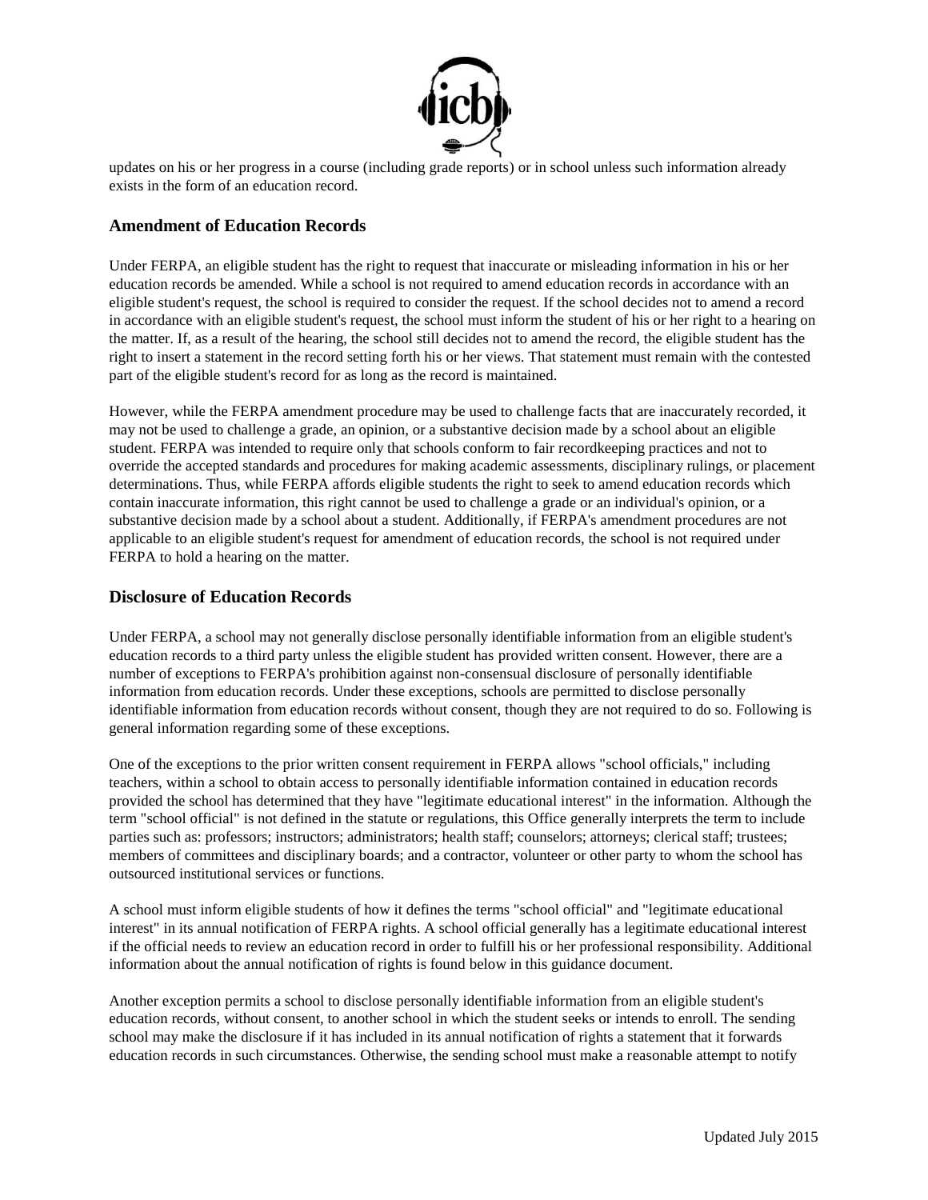updates on his or her progress in a course (including grade reports) or in school unless such information already exists in the form of an education record.

## Amendment of Education Records

Under FERPA, an eligible student has the right to request that inaccurate or misleading information in his or her education records be amended. While a school is not required to amend education records in accordance with an eligible student's request, the school is required to consider the request. If the school decides not to amend a record in accordance with an eligible student's request, the school must inform the student of his or her right to a hearing on the matter. If, as a result of the hearing, the school still decides not to amend the record, the eligible student has the right to insert a statement in the record setting forth his or her views. That statement must remain with the contested part of the eligible student's record for as long as the record is maintained.

However, while the FERPA amendment procedure may be used to challenge facts that are inaccurately recorded, it may not be used to challenge a grade, an opinion, or a substantive decision made by a school about an eligible student. FERPA was intended to require only that schools conform to fair recordkeeping practices and not to override the accepted standards and procedures for making academic assessments, disciplinary rulings, or placement determinations. Thus, while FERPA affords eligible students the right to seek to amend education records which contain inaccurate information, this right cannot be used to challenge a grade or an individual's opinion, or a substantive decision made by a school about a student. Additionally, if FERPA's amendment procedures are not applicable to an eligible student's request for amendment of education records, the school is not required under FERPA to hold a hearing on the matter.

## Disclosure of Education Records

Under FERPA, a school may not generally disclose personally identifiable information from an eligible student's education records to a third party unless the eligible student has provided written consent. However, there are a number of exceptions to FERPA's prohibition against non-consensual disclosure of personally identifiable information from education records. Under these exceptions, schools are permitted to disclose personally identifiable information from education records without consent, though they are not required to do so. Following is general information regarding some of these exceptions.

One of the exceptions to the prior written consent requirement in FERPA allows "school officials," including teachers, within a school to obtain access to personally identifiable information contained in education records provided the school has determined that they have "legitimate educational interest" in the information. Although the term "school official" is not defined in the statute or regulations, this Office generally interprets the term to include parties such as: professors; instructors; administrators; health staff; counselors; attorneys; clerical staff; trustees; members of committees and disciplinary boards; and a contractor, volunteer or other party to whom the school has outsourced institutional services or functions.

A school must inform eligible students of how it defines the terms "school official" and "legitimate educational interest" in its annual notification of FERPA rights. A school official generally has a legitimate educational interest if the official needs to review an education record in order to fulfill his or her professional responsibility. Additional information about the annual notification of rights is found below in this guidance document.

Another exception permits a school to disclose personally identifiable information from an eligible student's education records, without consent, to another school in which the student seeks or intends to enroll. The sending school may make the disclosure if it has included in its annual notification of rights a statement that it forwards education records in such circumstances. Otherwise, the sending school must make a reasonable attempt to notify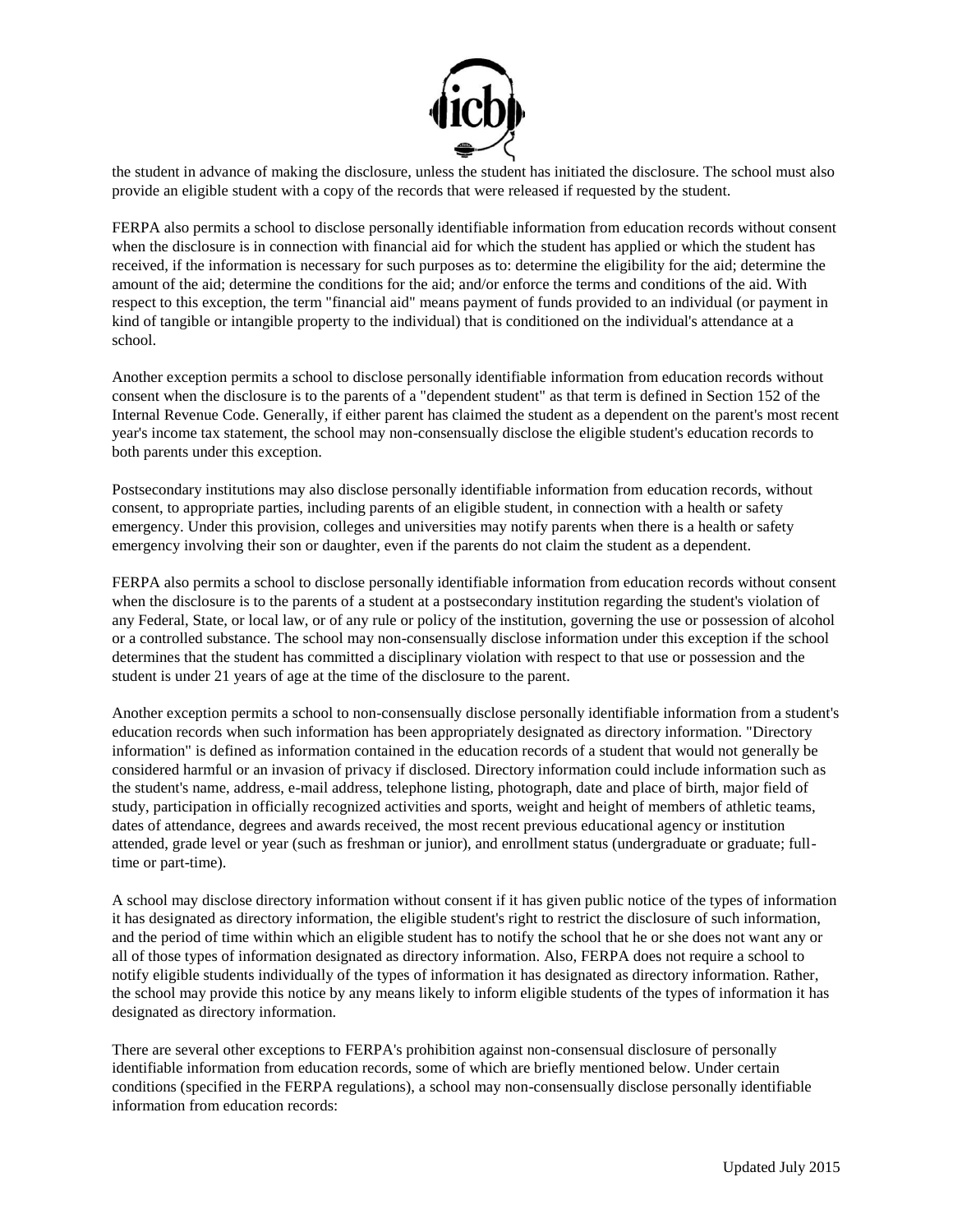the student in advance of making the disclosure, unless the student has initiated the disclosure. The school must also provide an eligible student with a copy of the records that were released if requested by the student.

FERPA also permits a school to disclose personally identifiable information from education records without consent when the disclosure is in connection with financial aid for which the student has applied or which the student has received, if the information is necessary for such purposes as to: determine the eligibility for the aid; determine the amount of the aid; determine the conditions for the aid; and/or enforce the terms and conditions of the aid. With respect to this exception, the term "financial aid" means payment of funds provided to an individual (or payment in kind of tangible or intangible property to the individual) that is conditioned on the individual's attendance at a school.

Another exception permits a school to disclose personally identifiable information from education records without consent when the disclosure is to the parents of a "dependent student" as that term is defined in Section 152 of the Internal Revenue Code. Generally, if either parent has claimed the student as a dependent on the parent's most recent year's income tax statement, the school may non-consensually disclose the eligible student's education records to both parents under this exception.

Postsecondary institutions may also disclose personally identifiable information from education records, without consent, to appropriate parties, including parents of an eligible student, in connection with a health or safety emergency. Under this provision, colleges and universities may notify parents when there is a health or safety emergency involving their son or daughter, even if the parents do not claim the student as a dependent.

FERPA also permits a school to disclose personally identifiable information from education records without consent when the disclosure is to the parents of a student at a postsecondary institution regarding the student's violation of any Federal, State, or local law, or of any rule or policy of the institution, governing the use or possession of alcohol or a controlled substance. The school may non-consensually disclose information under this exception if the school determines that the student has committed a disciplinary violation with respect to that use or possession and the student is under 21 years of age at the time of the disclosure to the parent.

Another exception permits a school to non-consensually disclose personally identifiable information from a student's education records when such information has been appropriately designated as directory information. "Directory information" is defined as information contained in the education records of a student that would not generally be considered harmful or an invasion of privacy if disclosed. Directory information could include information such as the student's name, address, e-mail address, telephone listing, photograph, date and place of birth, major field of study, participation in officially recognized activities and sports, weight and height of members of athletic teams, dates of attendance, degrees and awards received, the most recent previous educational agency or institution attended, grade level or year (such as freshman or junior), and enrollment status (undergraduate or graduate; full-time or part-time).

A school may disclose directory information without consent if it has given public notice of the types of information it has designated as directory information, the eligible student's right to restrict the disclosure of such information, and the period of time within which an eligible student has to notify the school that he or she does not want any or all of those types of information designated as directory information. Also, FERPA does not require a school to notify eligible students individually of the types of information it has designated as directory information. Rather, the school may provide this notice by any means likely to inform eligible students of the types of information it has designated as directory information.

There are several other exceptions to FERPA's prohibition against non-consensual disclosure of personally identifiable information from education records, some of which are briefly mentioned below. Under certain conditions (specified in the FERPA regulations), a school may non-consensually disclose personally identifiable information from education records: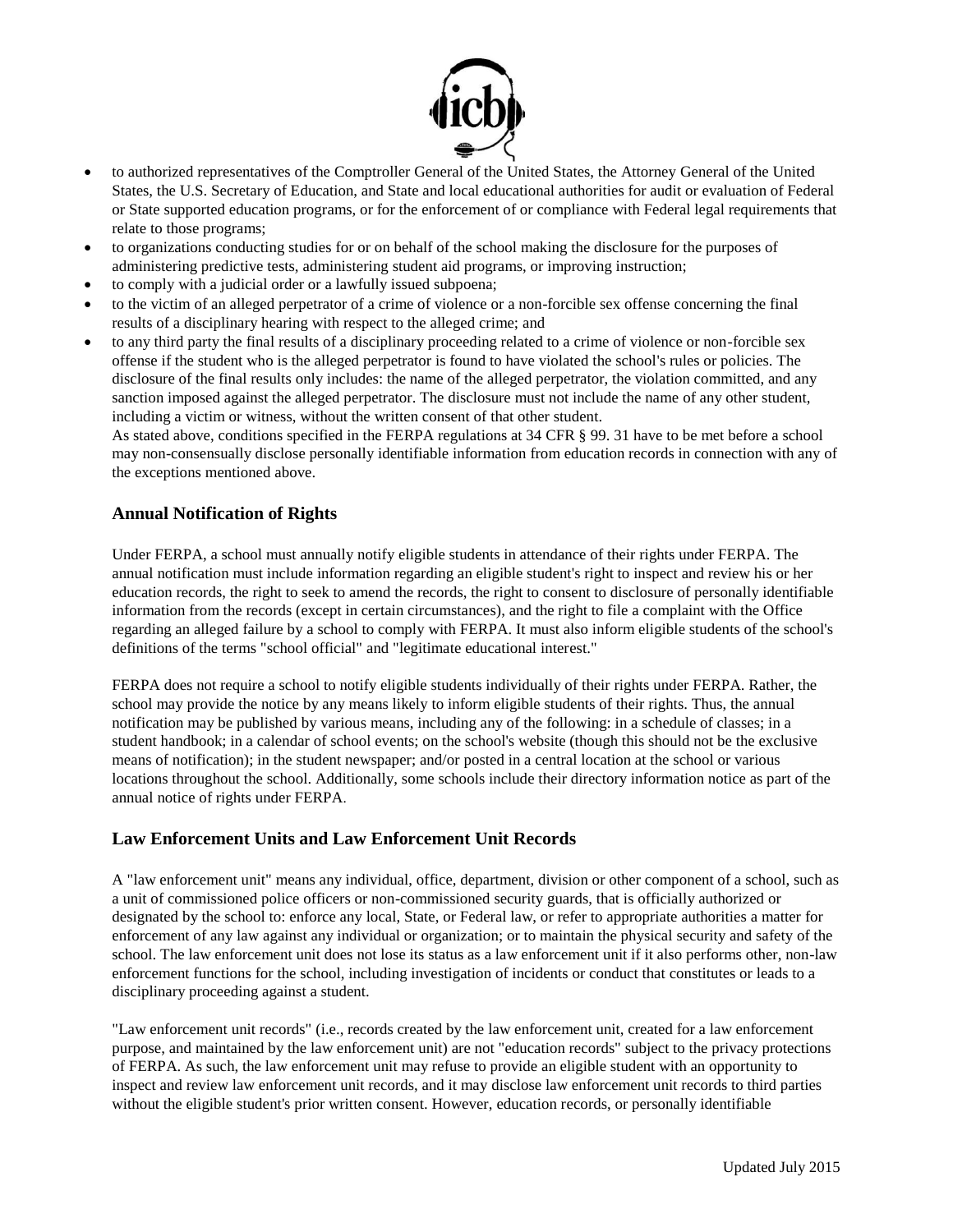- to authorized representatives of the Comptroller General of the United States, the Attorney General of the United States, the U.S. Secretary of Education, and State and local educational authorities for audit or evaluation of Federal or State supported education programs, or for the enforcement of or compliance with Federal legal requirements that relate to those programs;
- to organizations conducting studies for or on behalf of the school making the disclosure for the purposes of administering predictive tests, administering student aid programs, or improving instruction;
- to comply with a judicial order or a lawfully issued subpoena;
- to the victim of an alleged perpetrator of a crime of violence or a non-forcible sex offense concerning the final results of a disciplinary hearing with respect to the alleged crime; and
- to any third party the final results of a disciplinary proceeding related to a crime of violence or non-forcible sex offense if the student who is the alleged perpetrator is found to have violated the school's rules or policies. The disclosure of the final results only includes: the name of the alleged perpetrator, the violation committed, and any sanction imposed against the alleged perpetrator. The disclosure must not include the name of any other student, including a victim or witness, without the written consent of that other student.

As stated above, conditions specified in the FERPA regulations at 34 CFR § 99. 31 have to be met before a school may non-consensually disclose personally identifiable information from education records in connection with any of the exceptions mentioned above.

## Annual Notification of Rights

Under FERPA, a school must annually notify eligible students in attendance of their rights under FERPA. The annual notification must include information regarding an eligible student's right to inspect and review his or her education records, the right to seek to amend the records, the right to consent to disclosure of personally identifiable information from the records (except in certain circumstances), and the right to file a complaint with the Office regarding an alleged failure by a school to comply with FERPA. It must also inform eligible students of the school's definitions of the terms "school official" and "legitimate educational interest."

FERPA does not require a school to notify eligible students individually of their rights under FERPA. Rather, the school may provide the notice by any means likely to inform eligible students of their rights. Thus, the annual notification may be published by various means, including any of the following: in a schedule of classes; in a student handbook; in a calendar of school events; on the school's website (though this should not be the exclusive means of notification); in the student newspaper; and/or posted in a central location at the school or various locations throughout the school. Additionally, some schools include their directory information notice as part of the annual notice of rights under FERPA.

## Law Enforcement Units and Law Enforcement Unit Records

A "law enforcement unit" means any individual, office, department, division or other component of a school, such as a unit of commissioned police officers or non-commissioned security guards, that is officially authorized or designated by the school to: enforce any local, State, or Federal law, or refer to appropriate authorities a matter for enforcement of any law against any individual or organization; or to maintain the physical security and safety of the school. The law enforcement unit does not lose its status as a law enforcement unit if it also performs other, non-law enforcement functions for the school, including investigation of incidents or conduct that constitutes or leads to a disciplinary proceeding against a student.

"Law enforcement unit records" (i.e., records created by the law enforcement unit, created for a law enforcement purpose, and maintained by the law enforcement unit) are not "education records" subject to the privacy protections of FERPA. As such, the law enforcement unit may refuse to provide an eligible student with an opportunity to inspect and review law enforcement unit records, and it may disclose law enforcement unit records to third parties without the eligible student's prior written consent. However, education records, or personally identifiable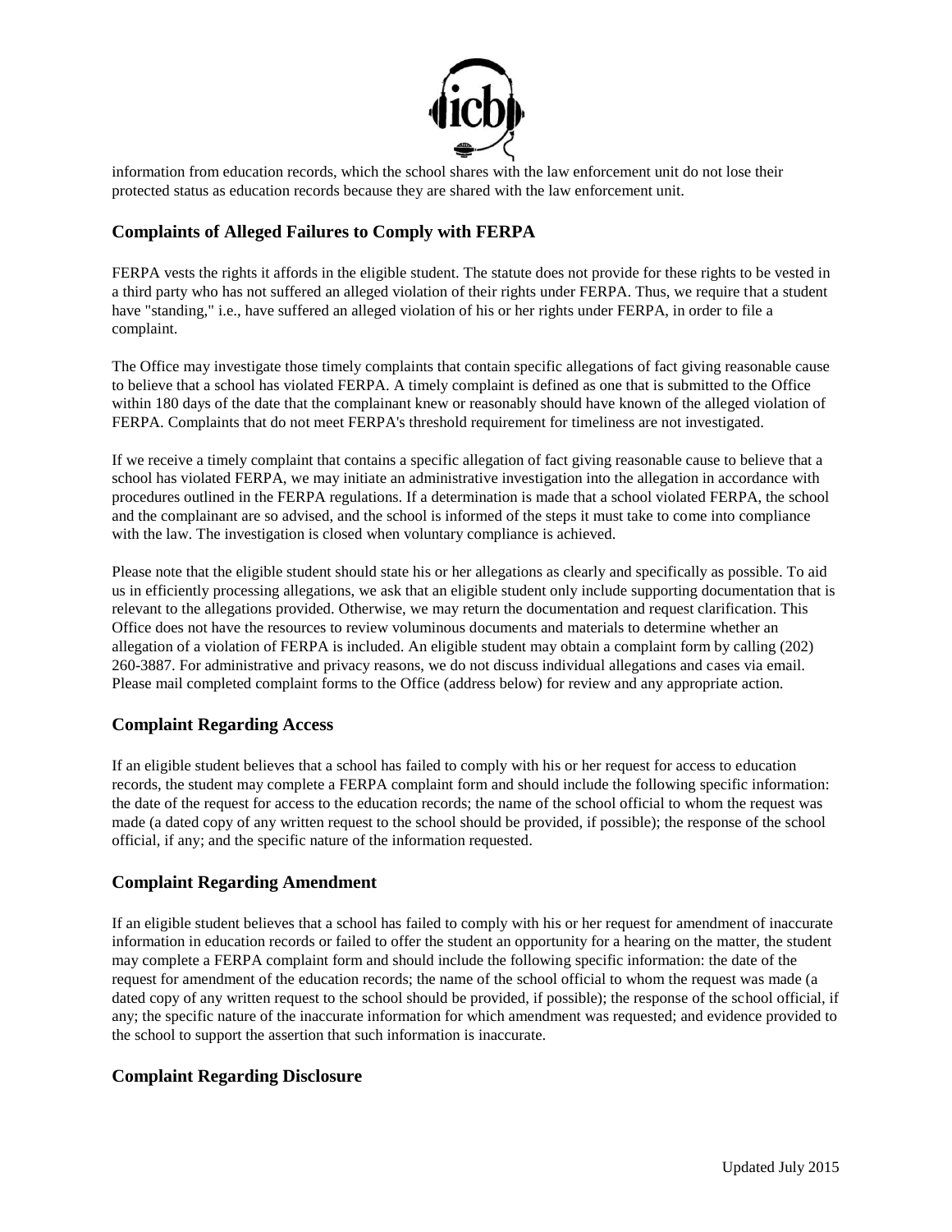information from education records, which the school shares with the law enforcement unit do not lose their protected status as education records because they are shared with the law enforcement unit.

## Complaints of Alleged Failures to Comply with FERPA

FERPA vests the rights it affords in the eligible student. The statute does not provide for these rights to be vested in a third party who has not suffered an alleged violation of their rights under FERPA. Thus, we require that a student have "standing," i.e., have suffered an alleged violation of his or her rights under FERPA, in order to file a complaint.

The Office may investigate those timely complaints that contain specific allegations of fact giving reasonable cause to believe that a school has violated FERPA. A timely complaint is defined as one that is submitted to the Office within 180 days of the date that the complainant knew or reasonably should have known of the alleged violation of FERPA. Complaints that do not meet FERPA's threshold requirement for timeliness are not investigated.

If we receive a timely complaint that contains a specific allegation of fact giving reasonable cause to believe that a school has violated FERPA, we may initiate an administrative investigation into the allegation in accordance with procedures outlined in the FERPA regulations. If a determination is made that a school violated FERPA, the school and the complainant are so advised, and the school is informed of the steps it must take to come into compliance with the law. The investigation is closed when voluntary compliance is achieved.

Please note that the eligible student should state his or her allegations as clearly and specifically as possible. To aid us in efficiently processing allegations, we ask that an eligible student only include supporting documentation that is relevant to the allegations provided. Otherwise, we may return the documentation and request clarification. This Office does not have the resources to review voluminous documents and materials to determine whether an allegation of a violation of FERPA is included. An eligible student may obtain a complaint form by calling (202) 260-3887. For administrative and privacy reasons, we do not discuss individual allegations and cases via email. Please mail completed complaint forms to the Office (address below) for review and any appropriate action.

## Complaint Regarding Access

If an eligible student believes that a school has failed to comply with his or her request for access to education records, the student may complete a FERPA complaint form and should include the following specific information: the date of the request for access to the education records; the name of the school official to whom the request was made (a dated copy of any written request to the school should be provided, if possible); the response of the school official, if any; and the specific nature of the information requested.

## Complaint Regarding Amendment

If an eligible student believes that a school has failed to comply with his or her request for amendment of inaccurate information in education records or failed to offer the student an opportunity for a hearing on the matter, the student may complete a FERPA complaint form and should include the following specific information: the date of the request for amendment of the education records; the name of the school official to whom the request was made (a dated copy of any written request to the school should be provided, if possible); the response of the school official, if any; the specific nature of the inaccurate information for which amendment was requested; and evidence provided to the school to support the assertion that such information is inaccurate.

## Complaint Regarding Disclosure

Updated July 2015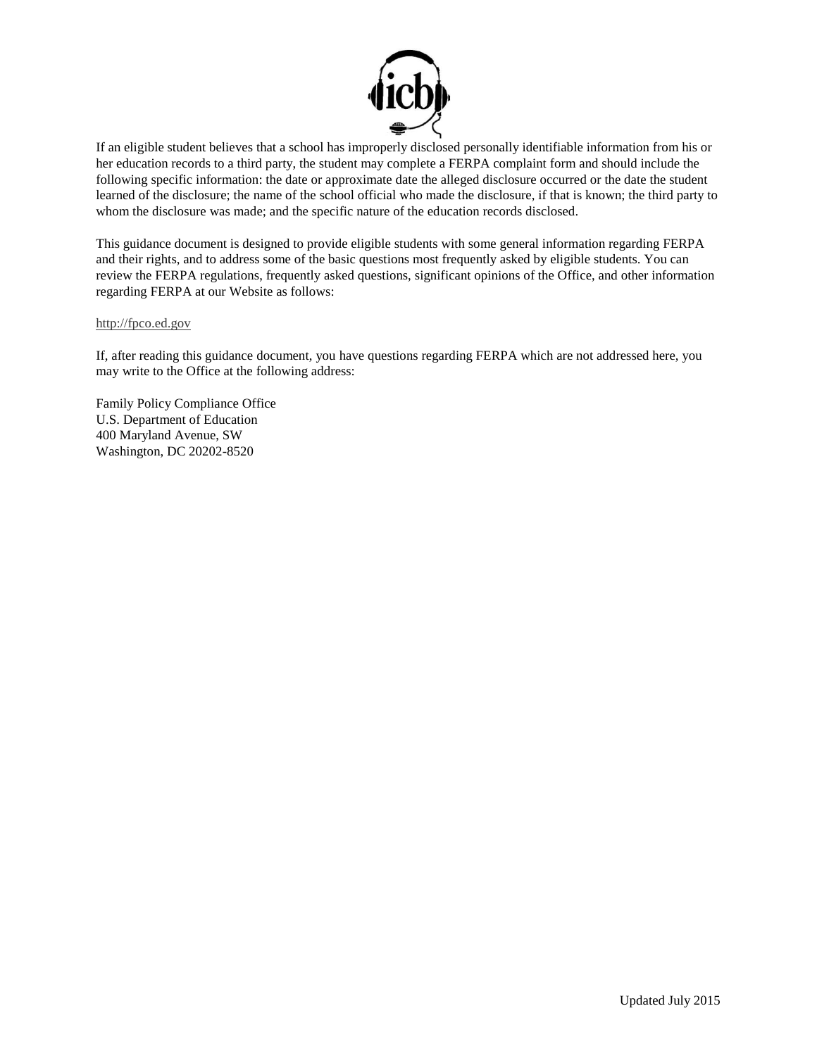If an eligible student believes that a school has improperly disclosed personally identifiable information from his or her education records to a third party, the student may complete a FERPA complaint form and should include the following specific information: the date or approximate date the alleged disclosure occurred or the date the student learned of the disclosure; the name of the school official who made the disclosure, if that is known; the third party to whom the disclosure was made; and the specific nature of the education records disclosed.

This guidance document is designed to provide eligible students with some general information regarding FERPA and their rights, and to address some of the basic questions most frequently asked by eligible students. You can review the FERPA regulations, frequently asked questions, significant opinions of the Office, and other information regarding FERPA at our Website as follows:

http://fpco.ed.gov

If, after reading this guidance document, you have questions regarding FERPA which are not addressed here, you may write to the Office at the following address:

Family Policy Compliance Office
U.S. Department of Education
400 Maryland Avenue, SW
Washington, DC 20202-8520

Updated July 2015